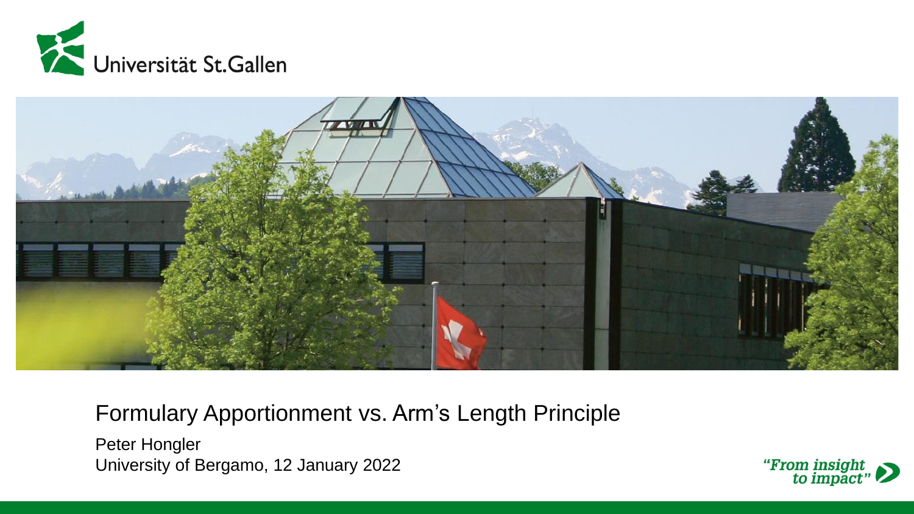Universität St.Gallen

# Formulary Apportionment vs. Arm's Length Principle

Peter Hongler
University of Bergamo, 12 January 2022

*"From insight to impact"*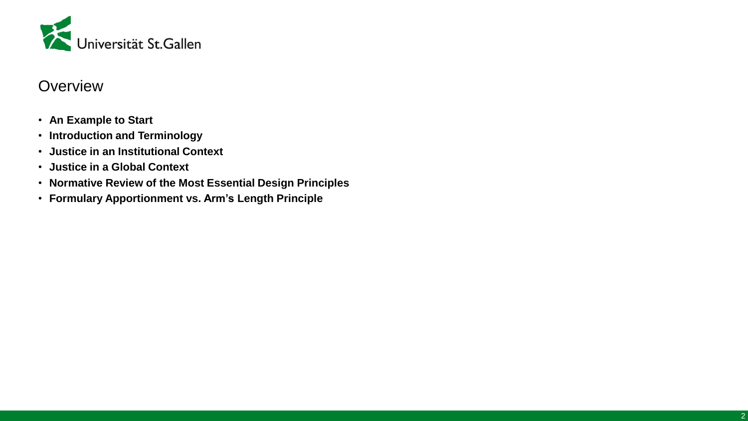## Overview

- **An Example to Start**
- **Introduction and Terminology**
- **Justice in an Institutional Context**
- **Justice in a Global Context**
- **Normative Review of the Most Essential Design Principles**
- **Formulary Apportionment vs. Arm's Length Principle**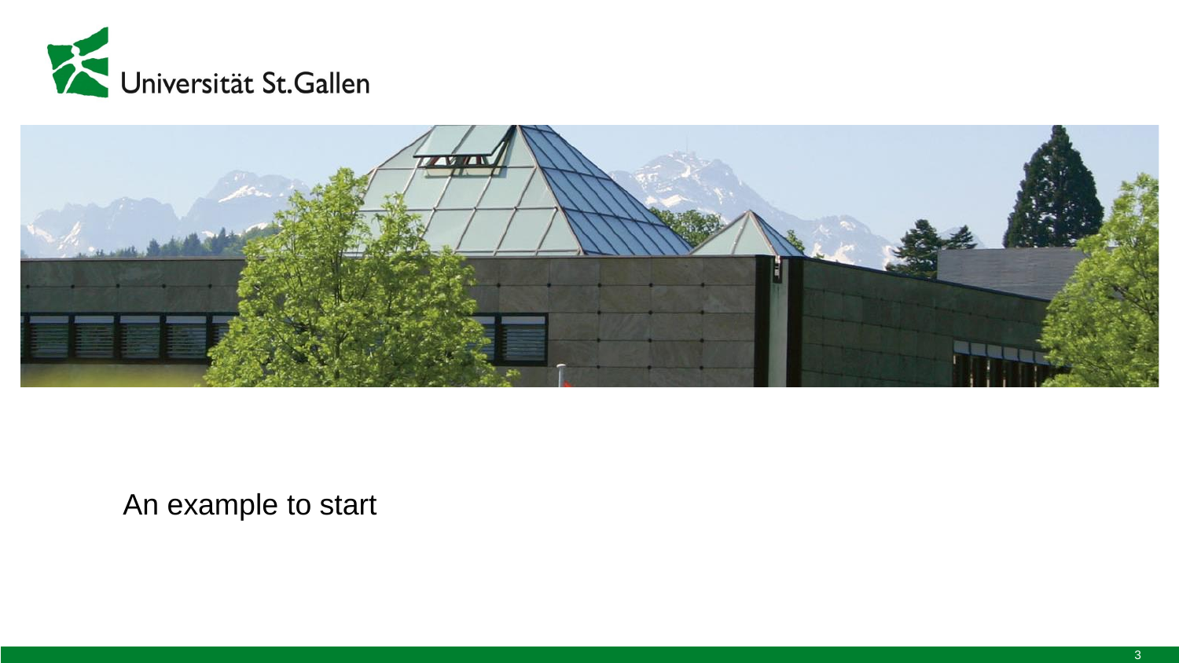An example to start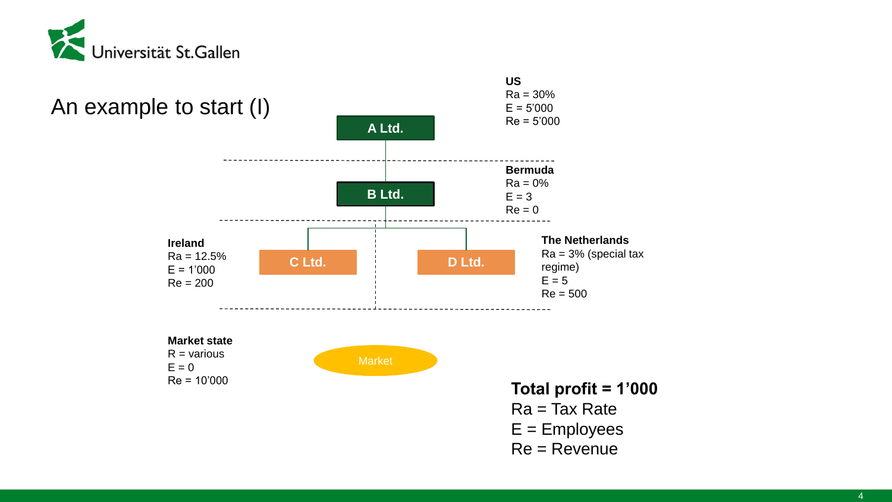# An example to start (I)

**A Ltd.**

**US**
Ra = 30%
E = 5'000
Re = 5'000

**B Ltd.**

**Bermuda**
Ra = 0%
E = 3
Re = 0

**C Ltd.**

**Ireland**
Ra = 12.5%
E = 1'000
Re = 200

**D Ltd.**

**The Netherlands**
Ra = 3% (special tax regime)
E = 5
Re = 500

Market

**Market state**
R = various
E = 0
Re = 10'000

**Total profit = 1'000**

Ra = Tax Rate
E = Employees
Re = Revenue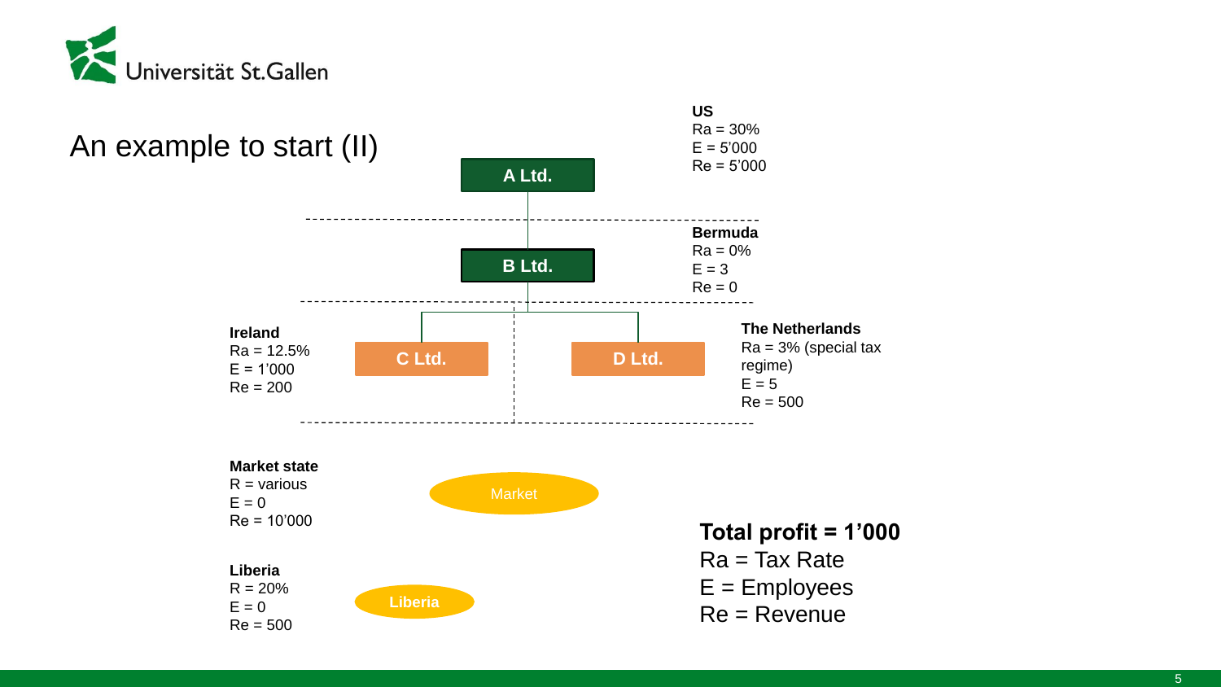# An example to start (II)

**A Ltd.**

**US**
Ra = 30%
E = 5'000
Re = 5'000

**B Ltd.**

**Bermuda**
Ra = 0%
E = 3
Re = 0

**C Ltd.**

**Ireland**
Ra = 12.5%
E = 1'000
Re = 200

**D Ltd.**

**The Netherlands**
Ra = 3% (special tax regime)
E = 5
Re = 500

Market

**Market state**
R = various
E = 0
Re = 10'000

Liberia

**Liberia**
R = 20%
E = 0
Re = 500

**Total profit = 1'000**

Ra = Tax Rate
E = Employees
Re = Revenue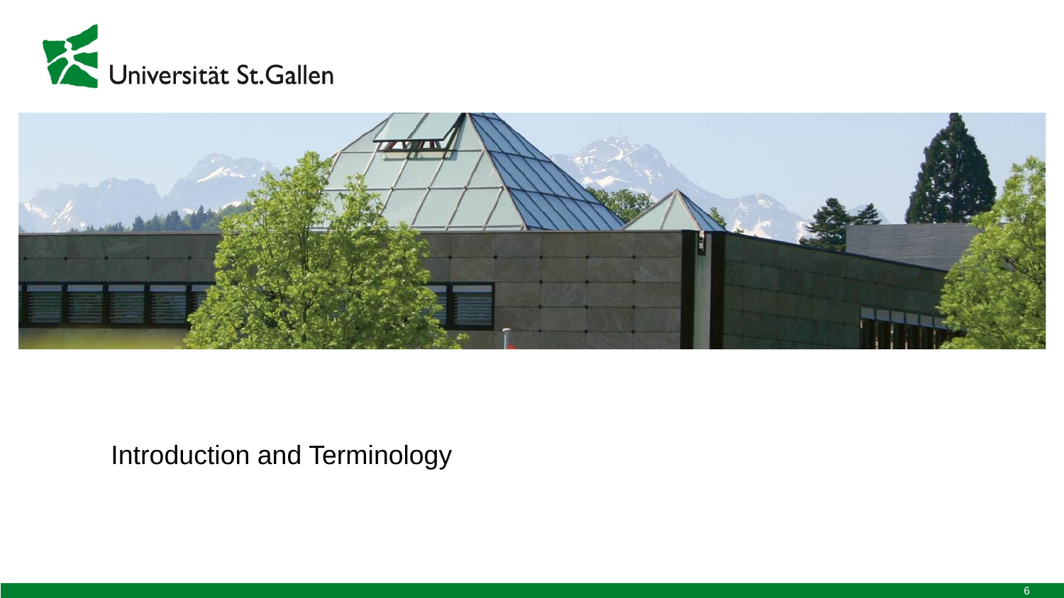Universität St.Gallen

# Introduction and Terminology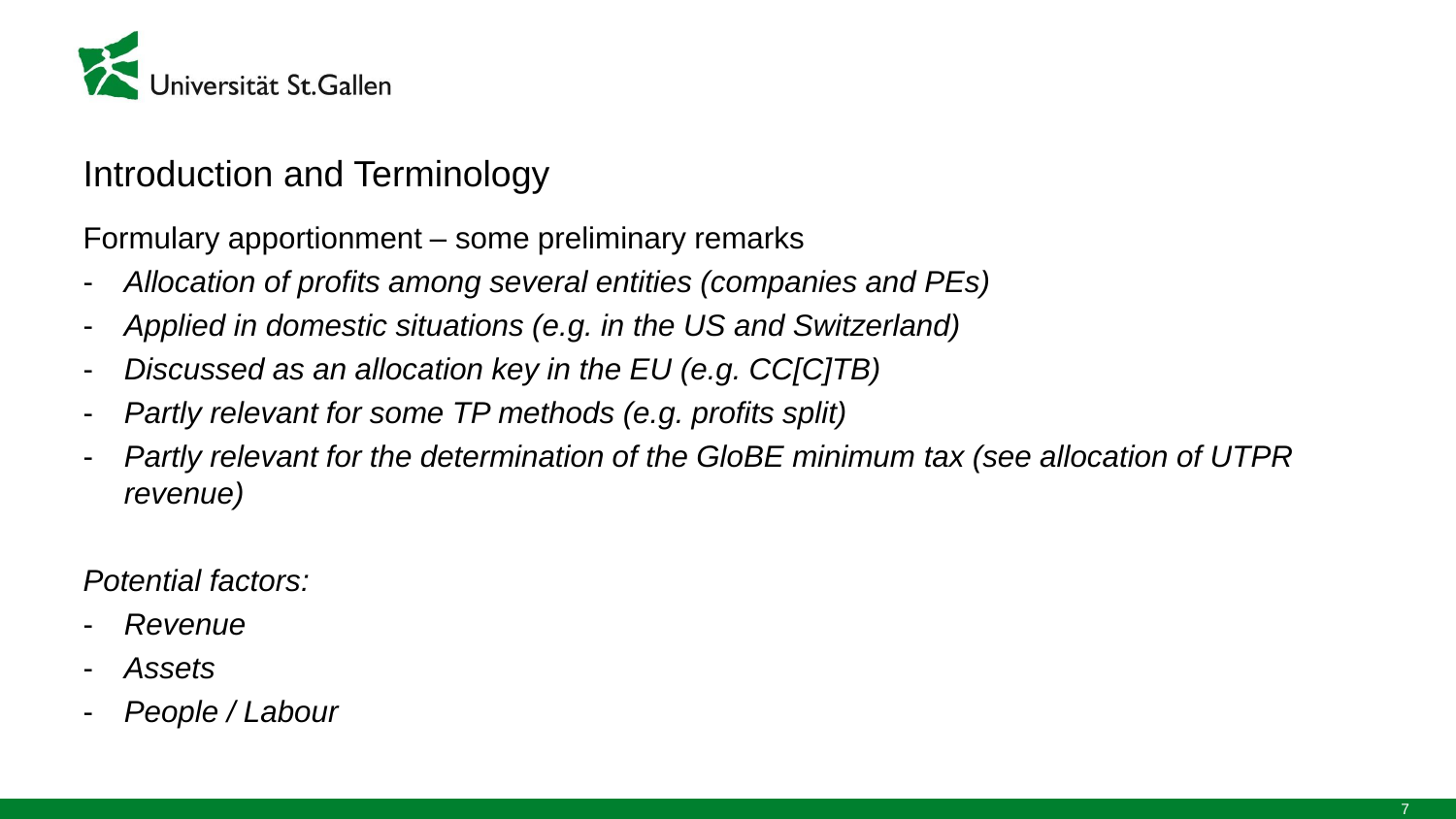## Introduction and Terminology

Formulary apportionment – some preliminary remarks

- *Allocation of profits among several entities (companies and PEs)*
- *Applied in domestic situations (e.g. in the US and Switzerland)*
- *Discussed as an allocation key in the EU (e.g. CC[C]TB)*
- *Partly relevant for some TP methods (e.g. profits split)*
- *Partly relevant for the determination of the GloBE minimum tax (see allocation of UTPR revenue)*

*Potential factors:*

- *Revenue*
- *Assets*
- *People / Labour*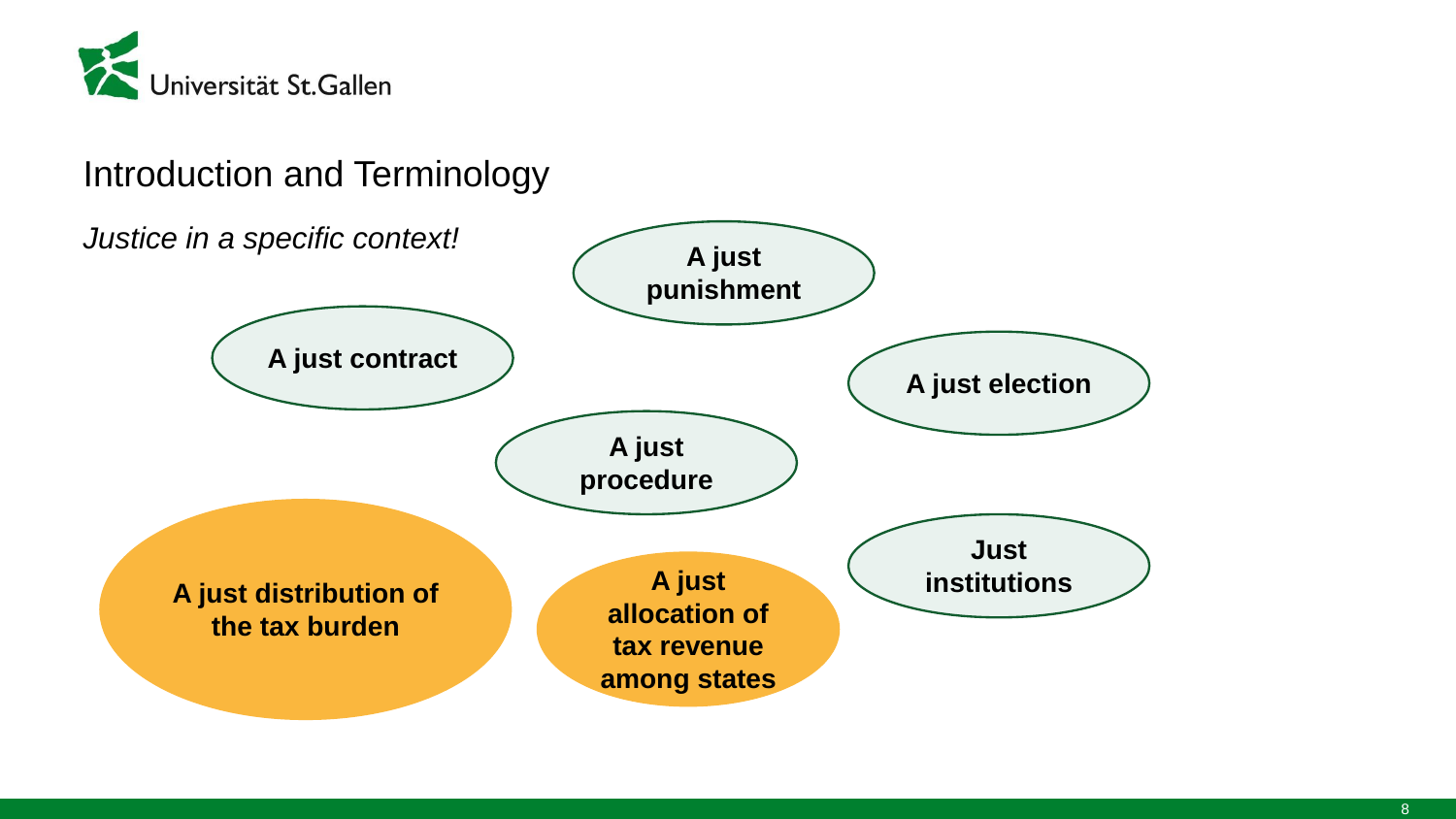## Introduction and Terminology

*Justice in a specific context!*

**A just punishment**

**A just contract**

**A just election**

**A just procedure**

**A just distribution of the tax burden**

**A just allocation of tax revenue among states**

**Just institutions**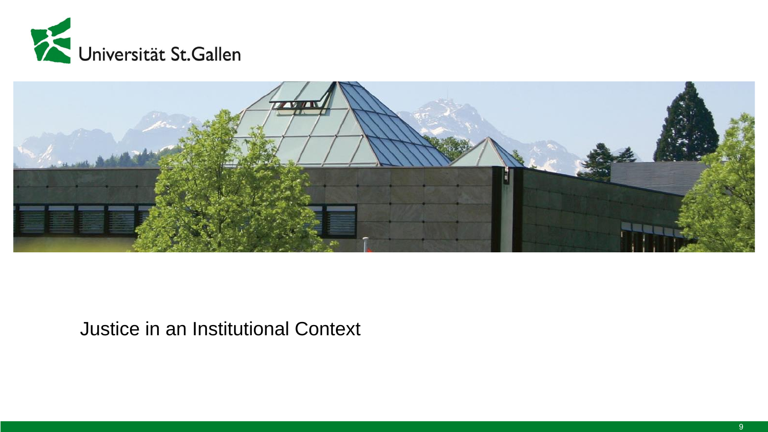# Justice in an Institutional Context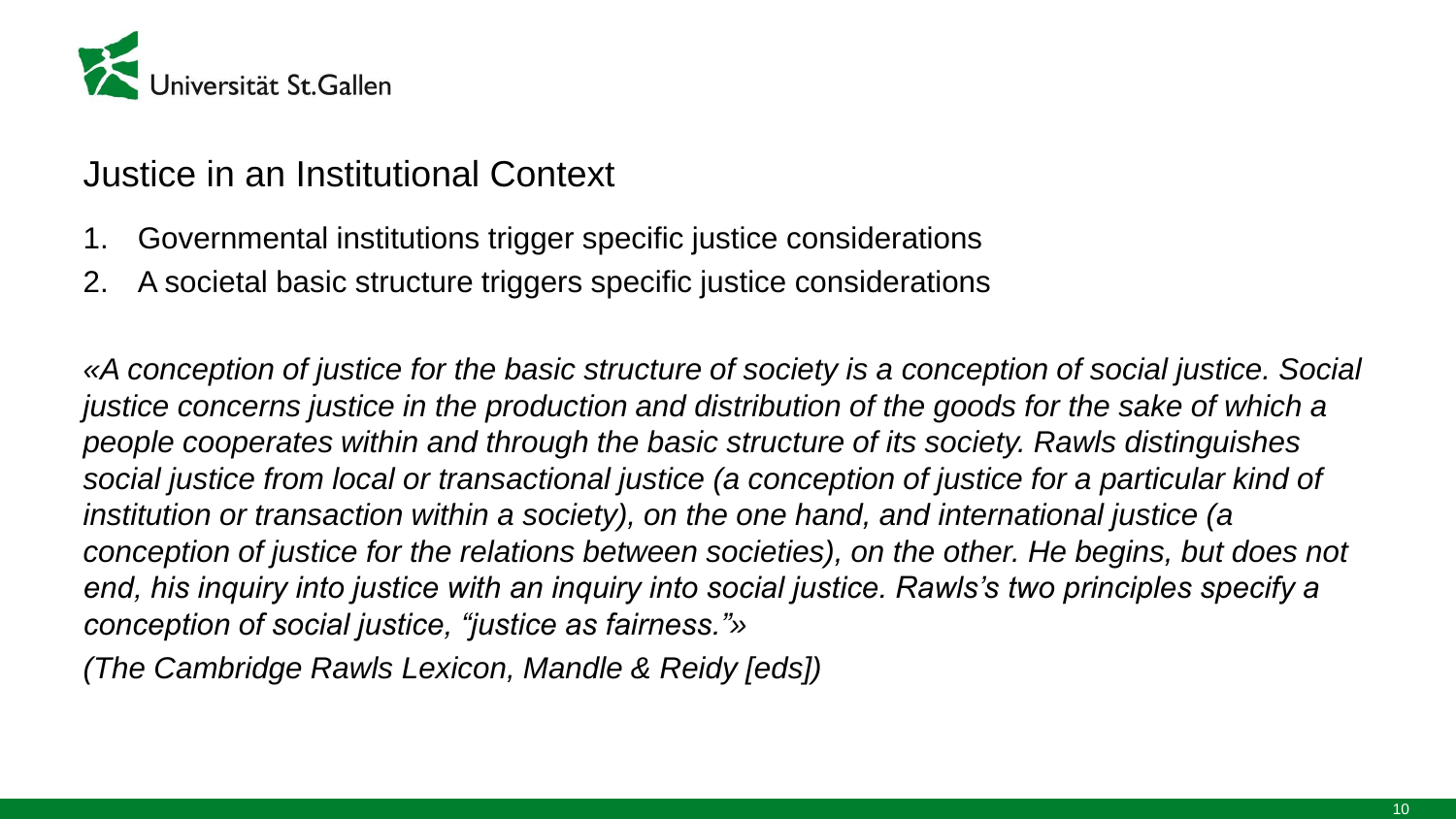## Justice in an Institutional Context

1. Governmental institutions trigger specific justice considerations
2. A societal basic structure triggers specific justice considerations

*«A conception of justice for the basic structure of society is a conception of social justice. Social justice concerns justice in the production and distribution of the goods for the sake of which a people cooperates within and through the basic structure of its society. Rawls distinguishes social justice from local or transactional justice (a conception of justice for a particular kind of institution or transaction within a society), on the one hand, and international justice (a conception of justice for the relations between societies), on the other. He begins, but does not end, his inquiry into justice with an inquiry into social justice. Rawls's two principles specify a conception of social justice, "justice as fairness."»*

*(The Cambridge Rawls Lexicon, Mandle & Reidy [eds])*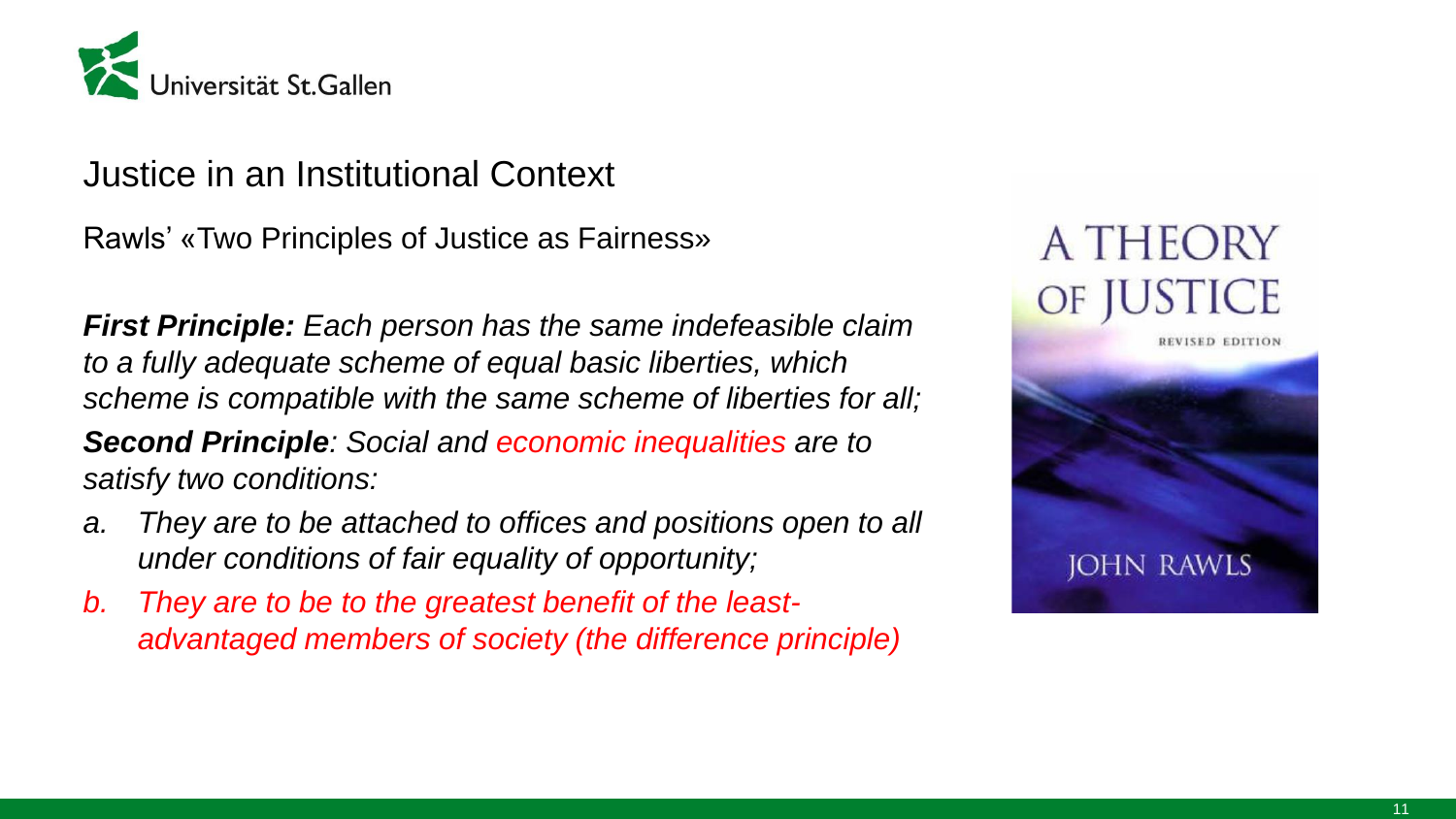# Justice in an Institutional Context

Rawls' «Two Principles of Justice as Fairness»

***First Principle:*** *Each person has the same indefeasible claim to a fully adequate scheme of equal basic liberties, which scheme is compatible with the same scheme of liberties for all;*

***Second Principle****: Social and economic inequalities are to satisfy two conditions:*

a. *They are to be attached to offices and positions open to all under conditions of fair equality of opportunity;*
b. *They are to be to the greatest benefit of the least-advantaged members of society (the difference principle)*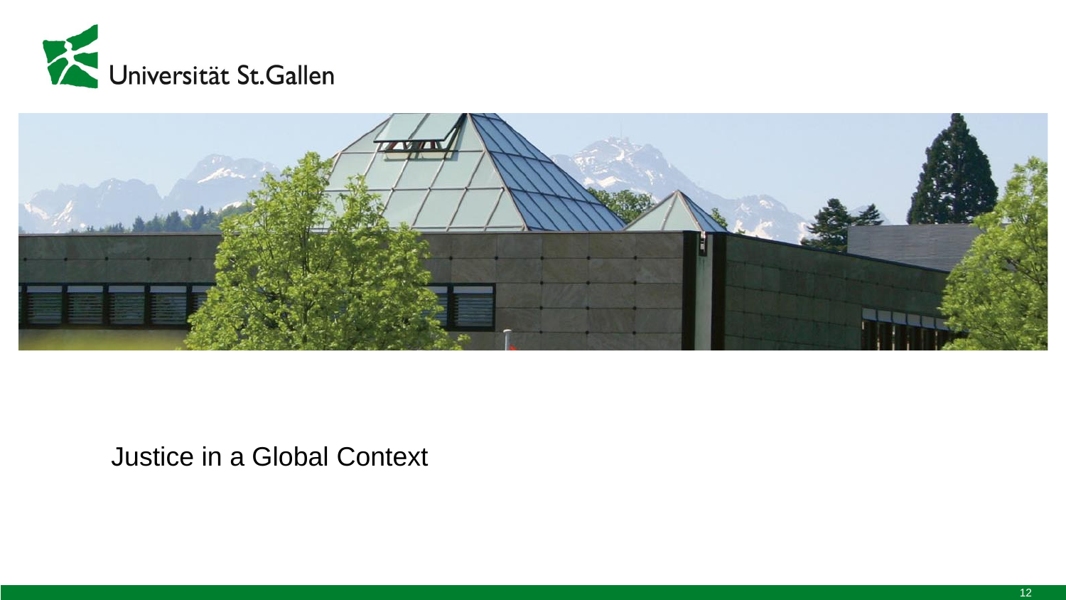Universität St.Gallen

# Justice in a Global Context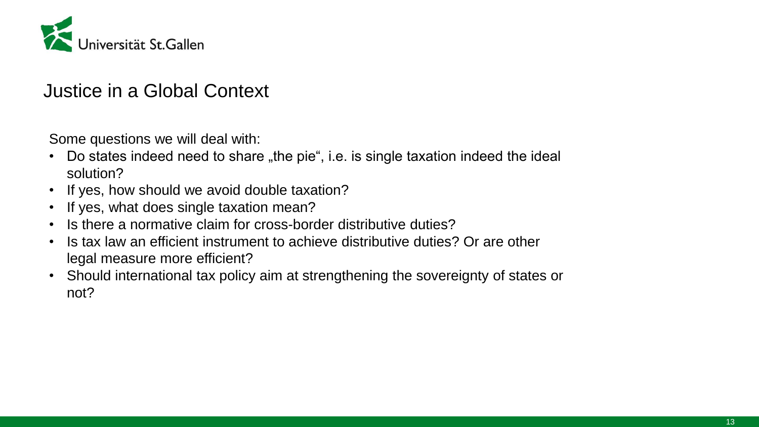# Justice in a Global Context

Some questions we will deal with:

- Do states indeed need to share „the pie“, i.e. is single taxation indeed the ideal solution?
- If yes, how should we avoid double taxation?
- If yes, what does single taxation mean?
- Is there a normative claim for cross-border distributive duties?
- Is tax law an efficient instrument to achieve distributive duties? Or are other legal measure more efficient?
- Should international tax policy aim at strengthening the sovereignty of states or not?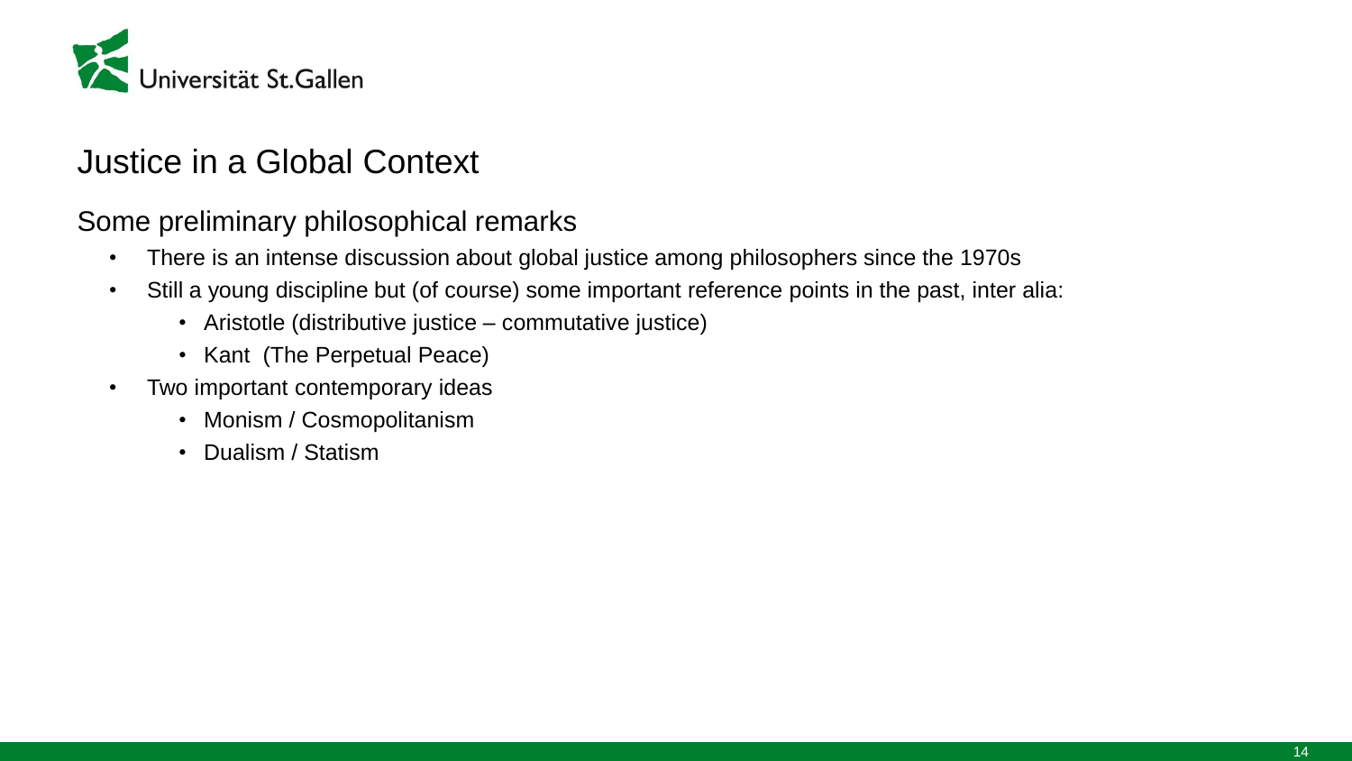# Justice in a Global Context

## Some preliminary philosophical remarks

- There is an intense discussion about global justice among philosophers since the 1970s
- Still a young discipline but (of course) some important reference points in the past, inter alia:
  - Aristotle (distributive justice – commutative justice)
  - Kant (The Perpetual Peace)
- Two important contemporary ideas
  - Monism / Cosmopolitanism
  - Dualism / Statism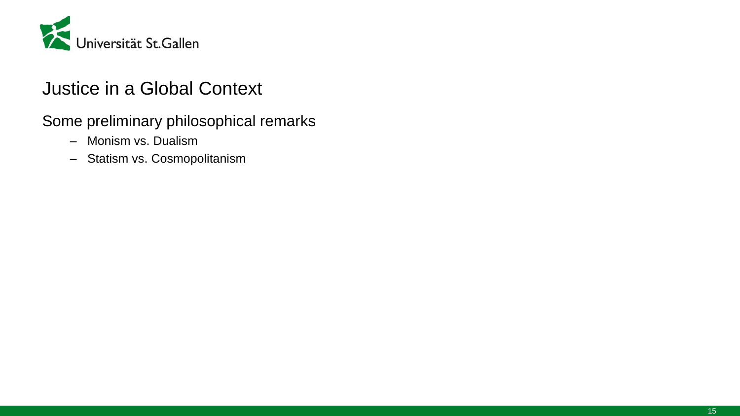# Justice in a Global Context

Some preliminary philosophical remarks

- Monism vs. Dualism
- Statism vs. Cosmopolitanism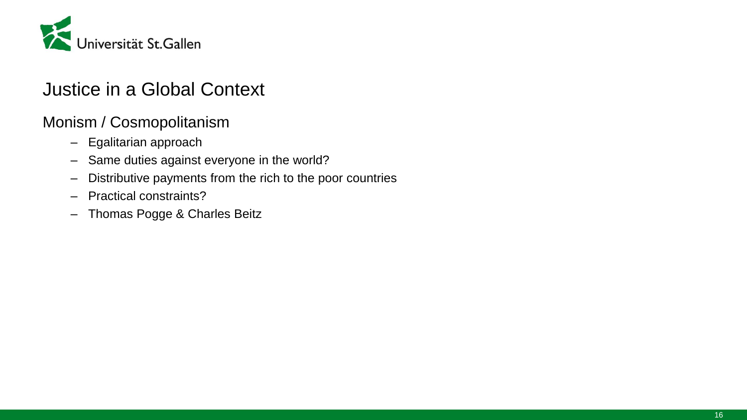# Justice in a Global Context

## Monism / Cosmopolitanism

- Egalitarian approach
- Same duties against everyone in the world?
- Distributive payments from the rich to the poor countries
- Practical constraints?
- Thomas Pogge & Charles Beitz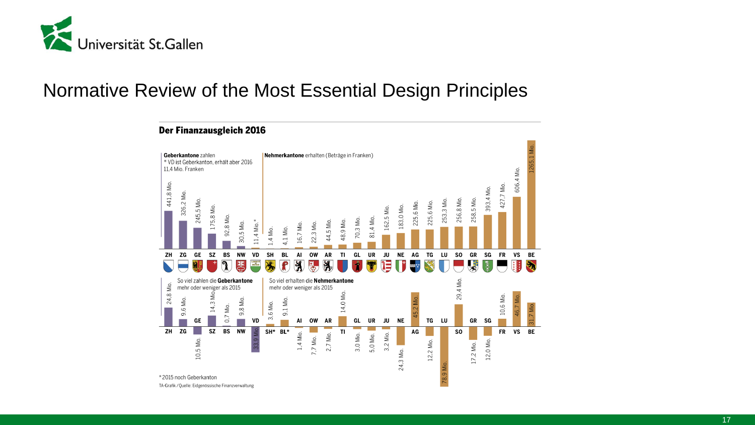# Normative Review of the Most Essential Design Principles

## Der Finanzausgleich 2016

**Geberkantone** zahlen
* VD ist Geberkanton, erhält aber 2016 11,4 Mio. Franken

**Nehmerkantone** erhalten (Beträge in Franken)

| Kanton | Betrag |
|---|---|
| ZH | 441,8 Mio. |
| ZG | 326,2 Mio. |
| GE | 245,5 Mio. |
| SZ | 175,8 Mio. |
| BS | 92,8 Mio. |
| NW | 30,5 Mio. |
| VD | 11,4 Mio.* |
| SH | 1,4 Mio. |
| BL | 4,1 Mio. |
| AI | 16,7 Mio. |
| OW | 22,3 Mio. |
| AR | 44,5 Mio. |
| TI | 48,9 Mio. |
| GL | 70,3 Mio. |
| UR | 81,4 Mio. |
| JU | 162,5 Mio. |
| NE | 183,0 Mio. |
| AG | 225,6 Mio. |
| TG | 225,6 Mio. |
| LU | 253,3 Mio. |
| SO | 256,8 Mio. |
| GR | 258,5 Mio. |
| SG | 393,4 Mio. |
| FR | 427,7 Mio. |
| VS | 606,4 Mio. |
| BE | 1265,1 Mio. |

So viel zahlen die **Geberkantone** mehr oder weniger als 2015

So viel erhalten die **Nehmerkantone** mehr oder weniger als 2015

| Kanton | Mehr | Weniger |
|---|---|---|
| ZH | 24,8 Mio. | |
| ZG | 9,6 Mio. | |
| GE | | 10,5 Mio. |
| SZ | 14,3 Mio. | |
| BS | 0,7 Mio. | |
| NW | 9,8 Mio. | |
| VD | | 33,9 Mio. |
| SH* | 3,6 Mio. | |
| BL* | 9,1 Mio. | |
| AI | | 1,4 Mio. |
| OW | | 7,7 Mio. |
| AR | | 2,7 Mio. |
| TI | 14,0 Mio. | |
| GL | | 3,0 Mio. |
| UR | | 5,0 Mio. |
| JU | | 3,2 Mio. |
| NE | | 24,3 Mio. |
| AG | 45,2 Mio. | |
| TG | | 12,2 Mio. |
| LU | | 78,9 Mio. |
| SO | 29,4 Mio. | |
| GR | | 17,2 Mio. |
| SG | | 12,0 Mio. |
| FR | 10,6 Mio. | |
| VS | 46,7 Mio. | |
| BE | 31,7 Mio. | |

*2015 noch Geberkanton

TA-Grafik / Quelle: Eidgenössische Finanzverwaltung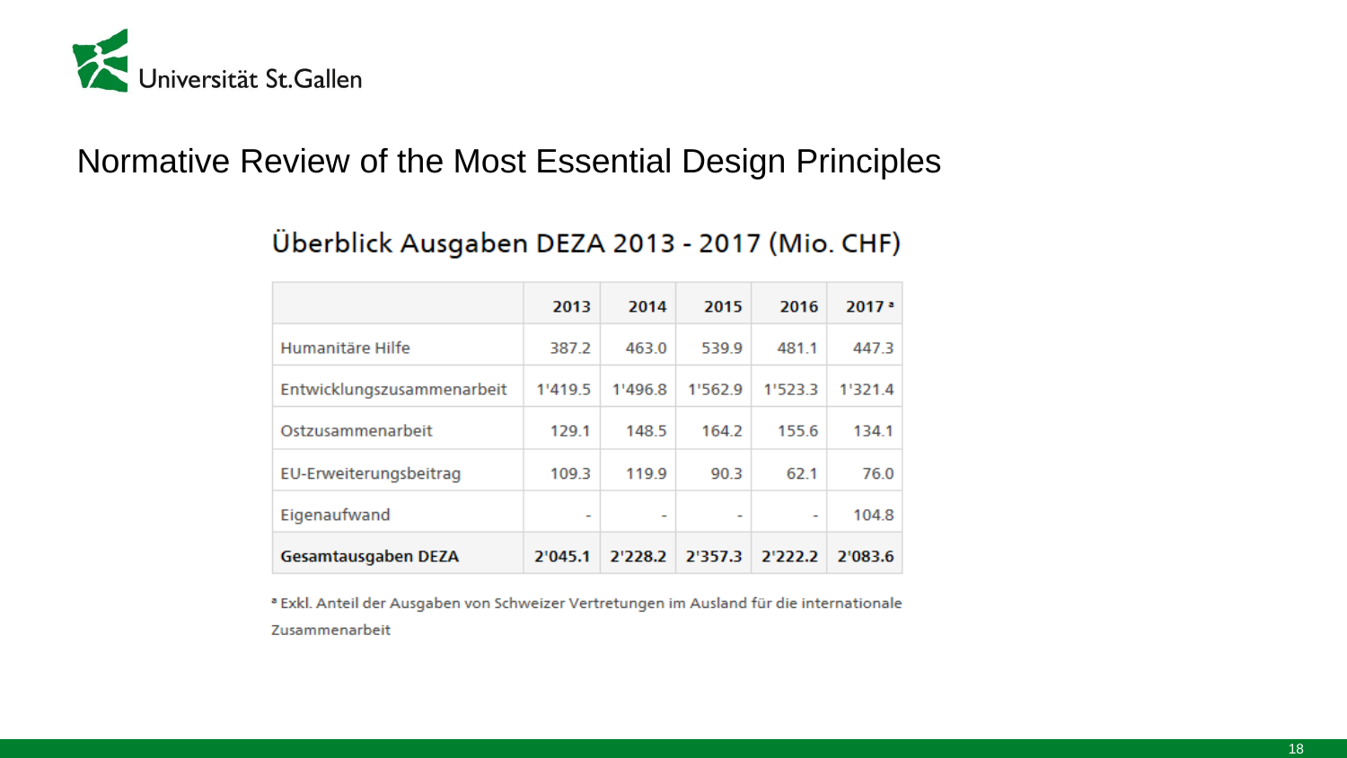# Normative Review of the Most Essential Design Principles

## Überblick Ausgaben DEZA 2013 - 2017 (Mio. CHF)

| | 2013 | 2014 | 2015 | 2016 | 2017 [a] |
|---|---|---|---|---|---|
| Humanitäre Hilfe | 387.2 | 463.0 | 539.9 | 481.1 | 447.3 |
| Entwicklungszusammenarbeit | 1'419.5 | 1'496.8 | 1'562.9 | 1'523.3 | 1'321.4 |
| Ostzusammenarbeit | 129.1 | 148.5 | 164.2 | 155.6 | 134.1 |
| EU-Erweiterungsbeitrag | 109.3 | 119.9 | 90.3 | 62.1 | 76.0 |
| Eigenaufwand | - | - | - | - | 104.8 |
| **Gesamtausgaben DEZA** | **2'045.1** | **2'228.2** | **2'357.3** | **2'222.2** | **2'083.6** |

[a] Exkl. Anteil der Ausgaben von Schweizer Vertretungen im Ausland für die internationale Zusammenarbeit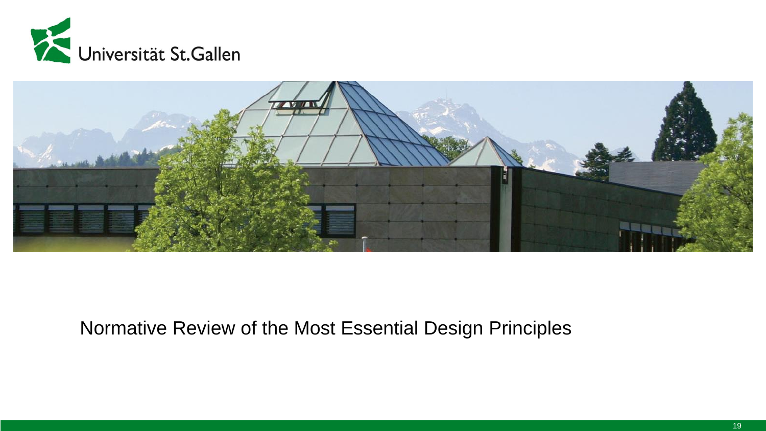# Normative Review of the Most Essential Design Principles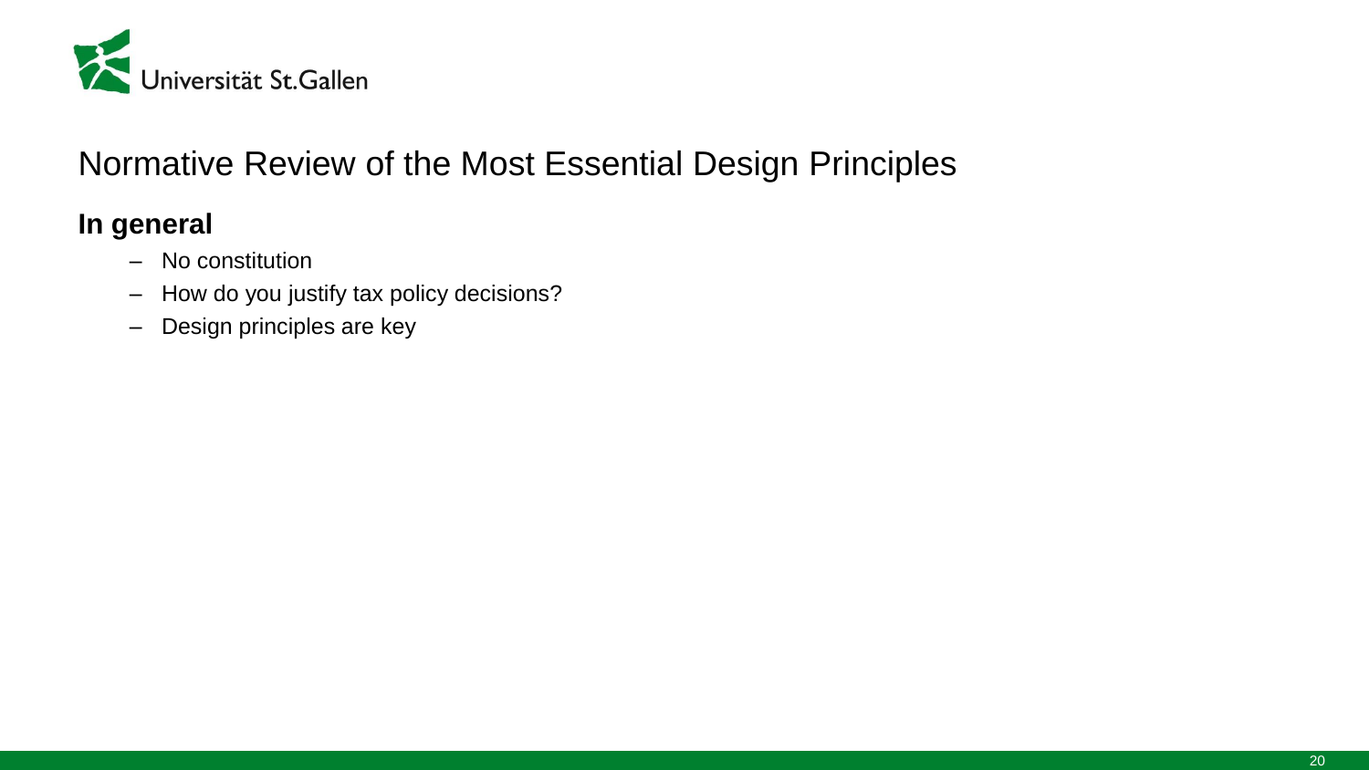# Normative Review of the Most Essential Design Principles

## In general

- No constitution
- How do you justify tax policy decisions?
- Design principles are key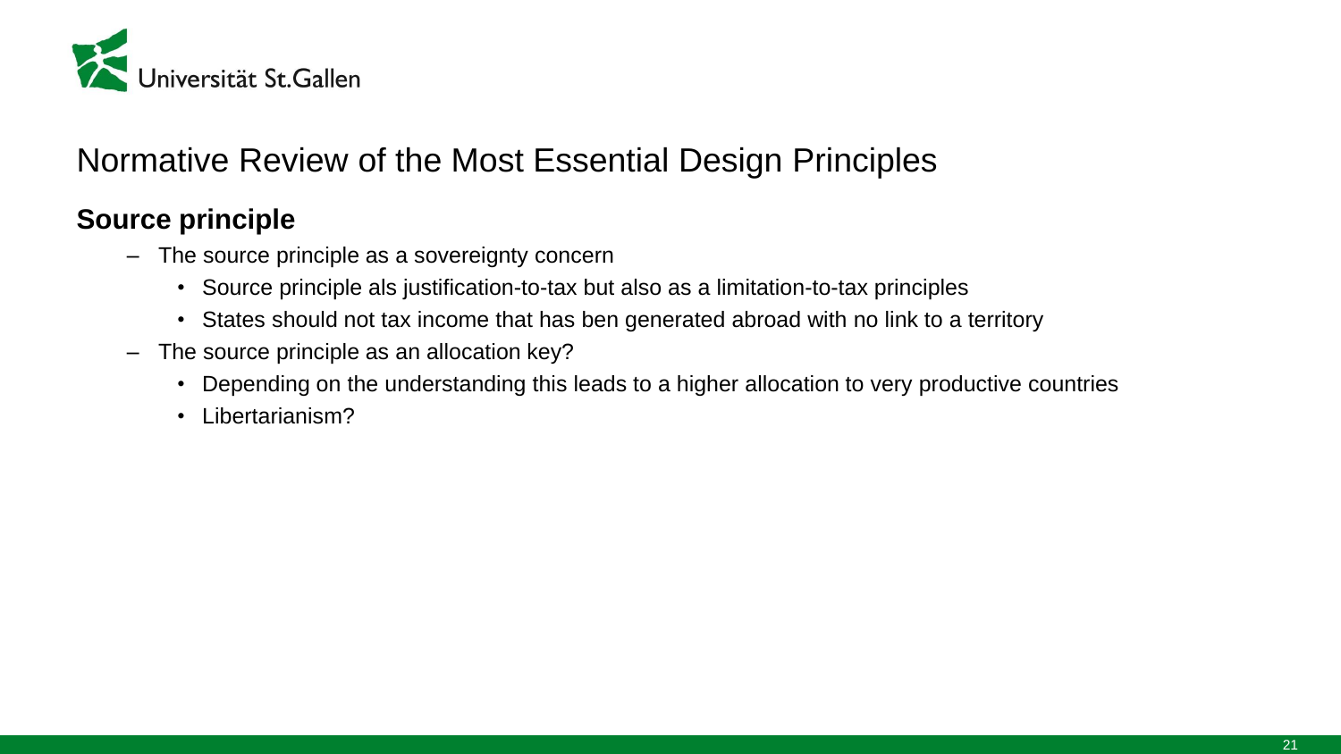# Normative Review of the Most Essential Design Principles

## Source principle

- The source principle as a sovereignty concern
  - Source principle als justification-to-tax but also as a limitation-to-tax principles
  - States should not tax income that has ben generated abroad with no link to a territory
- The source principle as an allocation key?
  - Depending on the understanding this leads to a higher allocation to very productive countries
  - Libertarianism?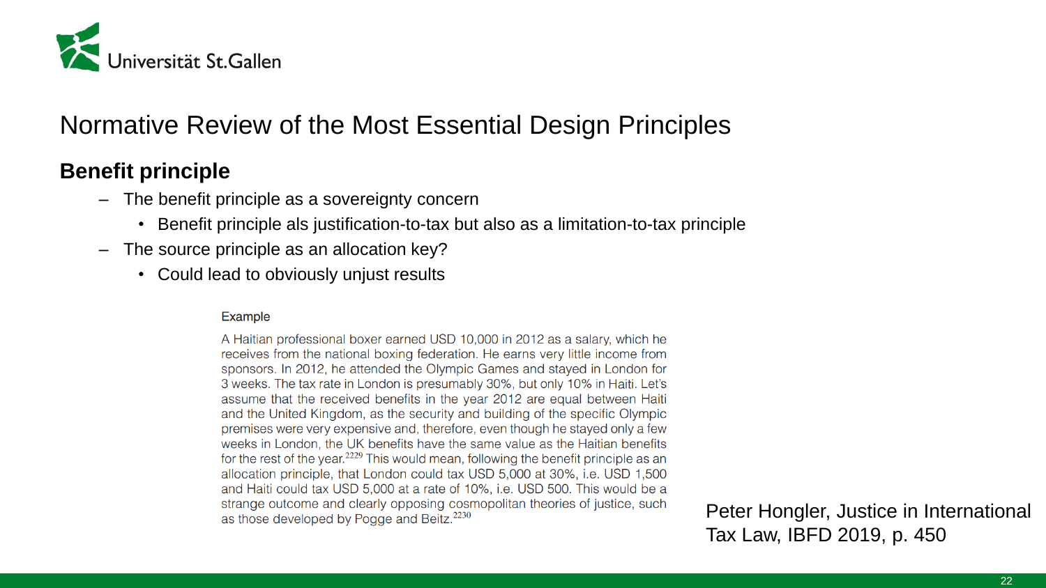# Normative Review of the Most Essential Design Principles

## Benefit principle

- The benefit principle as a sovereignty concern
  - Benefit principle als justification-to-tax but also as a limitation-to-tax principle
- The source principle as an allocation key?
  - Could lead to obviously unjust results

Example

A Haitian professional boxer earned USD 10,000 in 2012 as a salary, which he receives from the national boxing federation. He earns very little income from sponsors. In 2012, he attended the Olympic Games and stayed in London for 3 weeks. The tax rate in London is presumably 30%, but only 10% in Haiti. Let's assume that the received benefits in the year 2012 are equal between Haiti and the United Kingdom, as the security and building of the specific Olympic premises were very expensive and, therefore, even though he stayed only a few weeks in London, the UK benefits have the same value as the Haitian benefits for the rest of the year.[2229] This would mean, following the benefit principle as an allocation principle, that London could tax USD 5,000 at 30%, i.e. USD 1,500 and Haiti could tax USD 5,000 at a rate of 10%, i.e. USD 500. This would be a strange outcome and clearly opposing cosmopolitan theories of justice, such as those developed by Pogge and Beitz.[2230]

Peter Hongler, Justice in International Tax Law, IBFD 2019, p. 450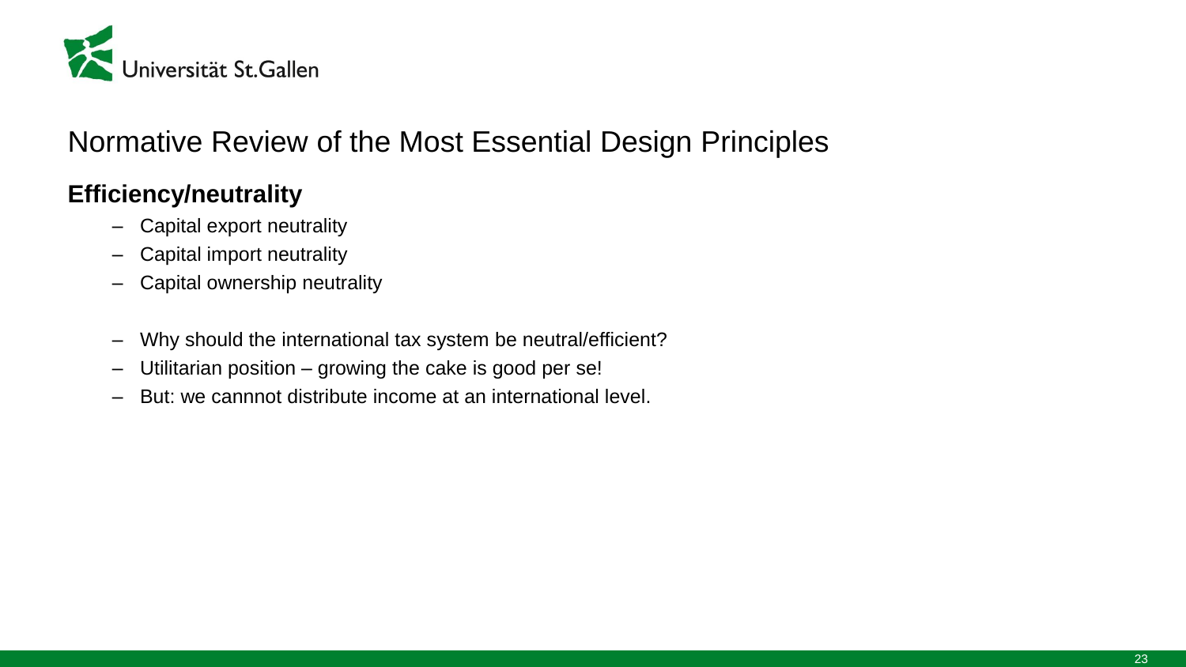# Normative Review of the Most Essential Design Principles

**Efficiency/neutrality**

- Capital export neutrality
- Capital import neutrality
- Capital ownership neutrality

- Why should the international tax system be neutral/efficient?
- Utilitarian position – growing the cake is good per se!
- But: we cannnot distribute income at an international level.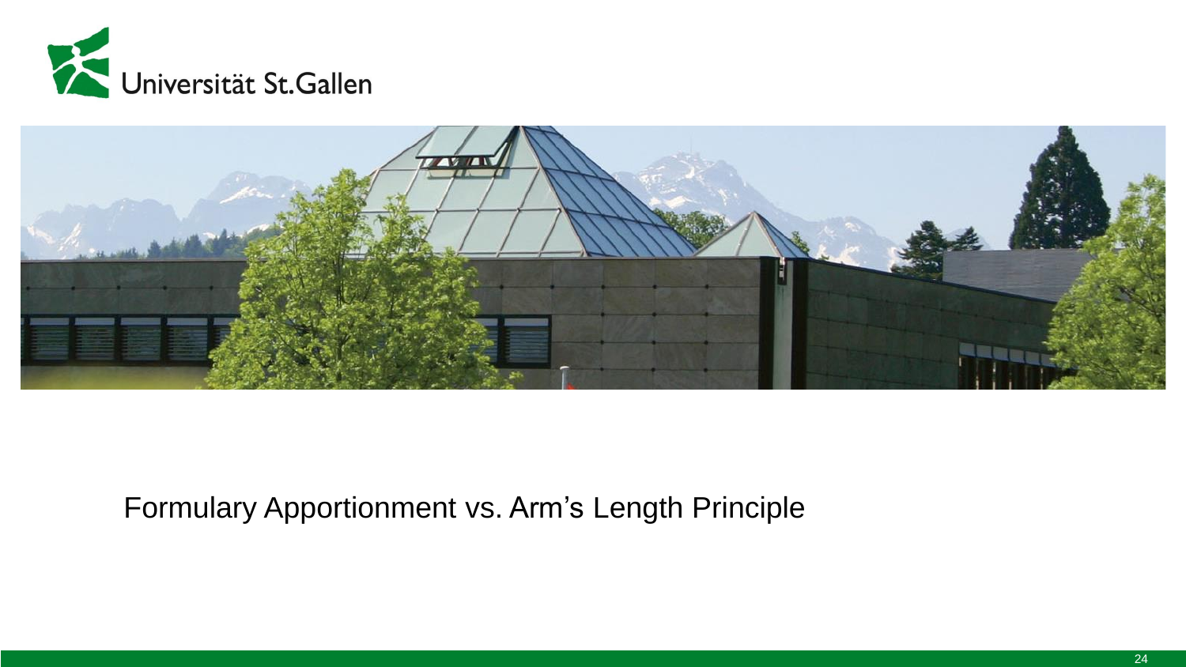# Formulary Apportionment vs. Arm's Length Principle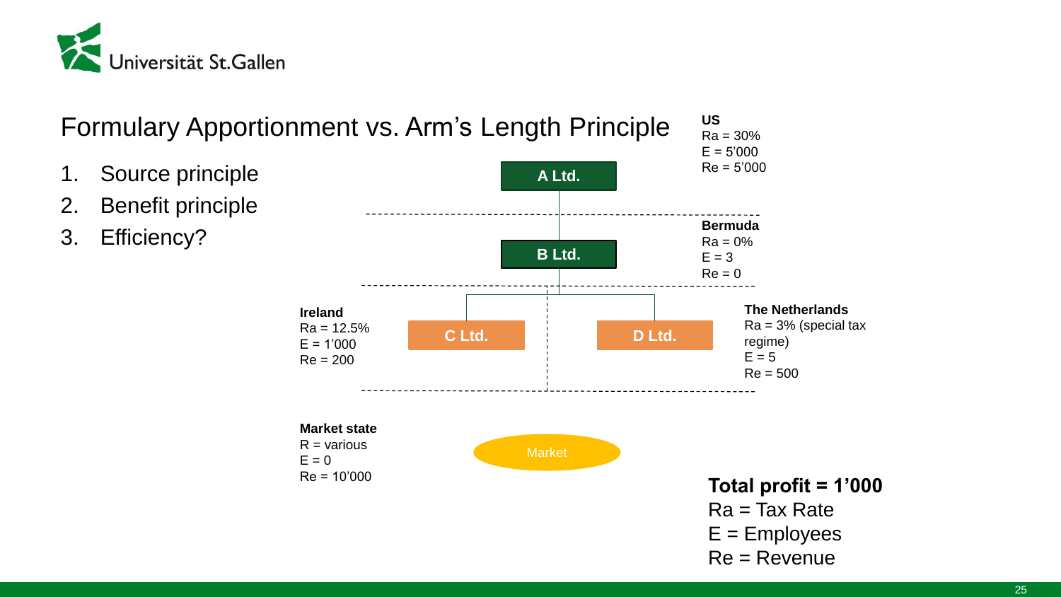# Formulary Apportionment vs. Arm's Length Principle

1. Source principle
2. Benefit principle
3. Efficiency?

**US**
Ra = 30%
E = 5'000
Re = 5'000

A Ltd.

**Bermuda**
Ra = 0%
E = 3
Re = 0

B Ltd.

**Ireland**
Ra = 12.5%
E = 1'000
Re = 200

C Ltd.

D Ltd.

**The Netherlands**
Ra = 3% (special tax regime)
E = 5
Re = 500

**Market state**
R = various
E = 0
Re = 10'000

Market

**Total profit = 1'000**
Ra = Tax Rate
E = Employees
Re = Revenue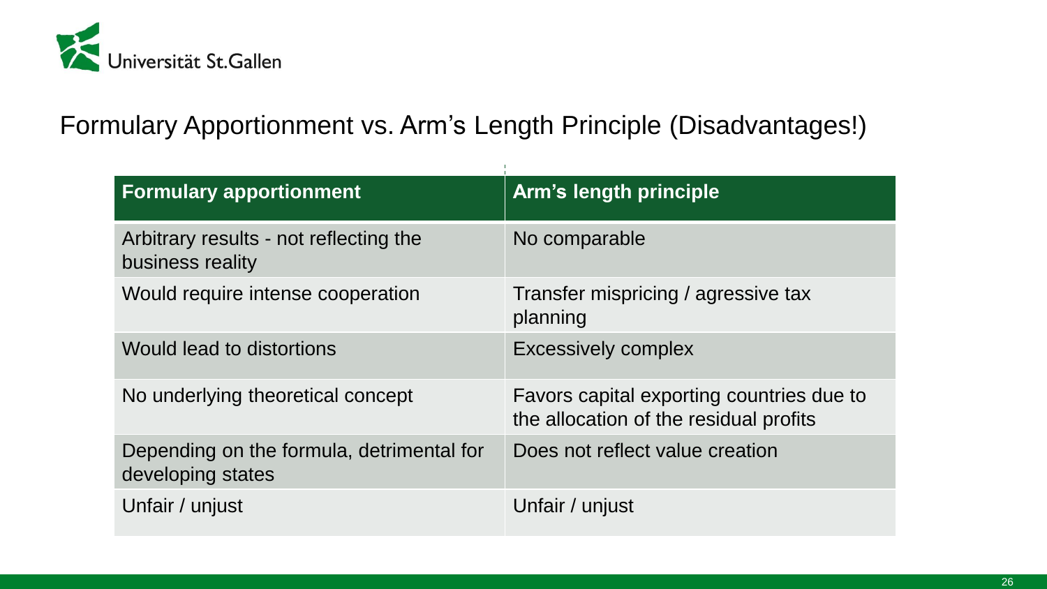# Formulary Apportionment vs. Arm's Length Principle (Disadvantages!)

| Formulary apportionment | Arm's length principle |
|---|---|
| Arbitrary results - not reflecting the business reality | No comparable |
| Would require intense cooperation | Transfer mispricing / agressive tax planning |
| Would lead to distortions | Excessively complex |
| No underlying theoretical concept | Favors capital exporting countries due to the allocation of the residual profits |
| Depending on the formula, detrimental for developing states | Does not reflect value creation |
| Unfair / unjust | Unfair / unjust |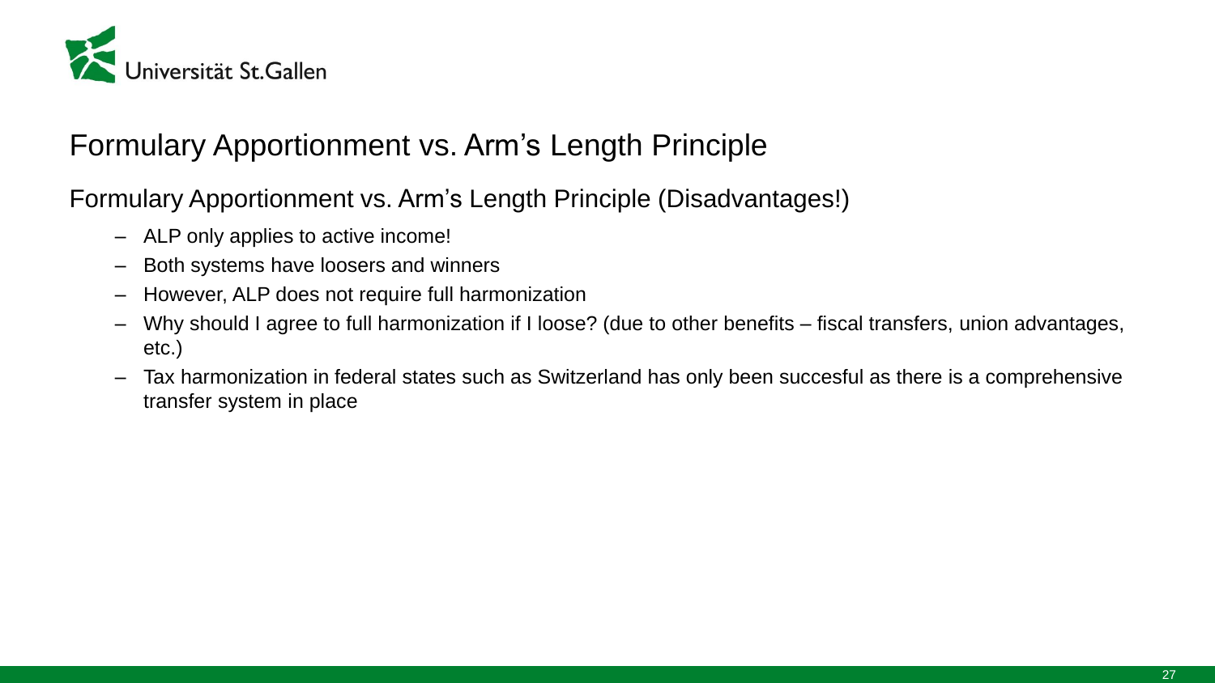# Formulary Apportionment vs. Arm’s Length Principle

## Formulary Apportionment vs. Arm’s Length Principle (Disadvantages!)

- ALP only applies to active income!
- Both systems have loosers and winners
- However, ALP does not require full harmonization
- Why should I agree to full harmonization if I loose? (due to other benefits – fiscal transfers, union advantages, etc.)
- Tax harmonization in federal states such as Switzerland has only been succesful as there is a comprehensive transfer system in place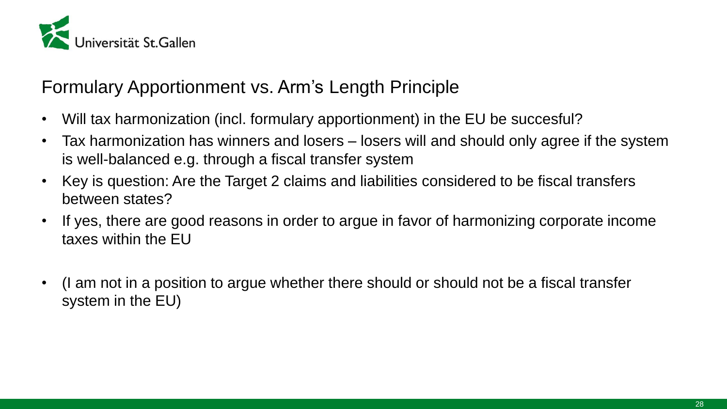## Formulary Apportionment vs. Arm's Length Principle

- Will tax harmonization (incl. formulary apportionment) in the EU be succesful?
- Tax harmonization has winners and losers – losers will and should only agree if the system is well-balanced e.g. through a fiscal transfer system
- Key is question: Are the Target 2 claims and liabilities considered to be fiscal transfers between states?
- If yes, there are good reasons in order to argue in favor of harmonizing corporate income taxes within the EU

- (I am not in a position to argue whether there should or should not be a fiscal transfer system in the EU)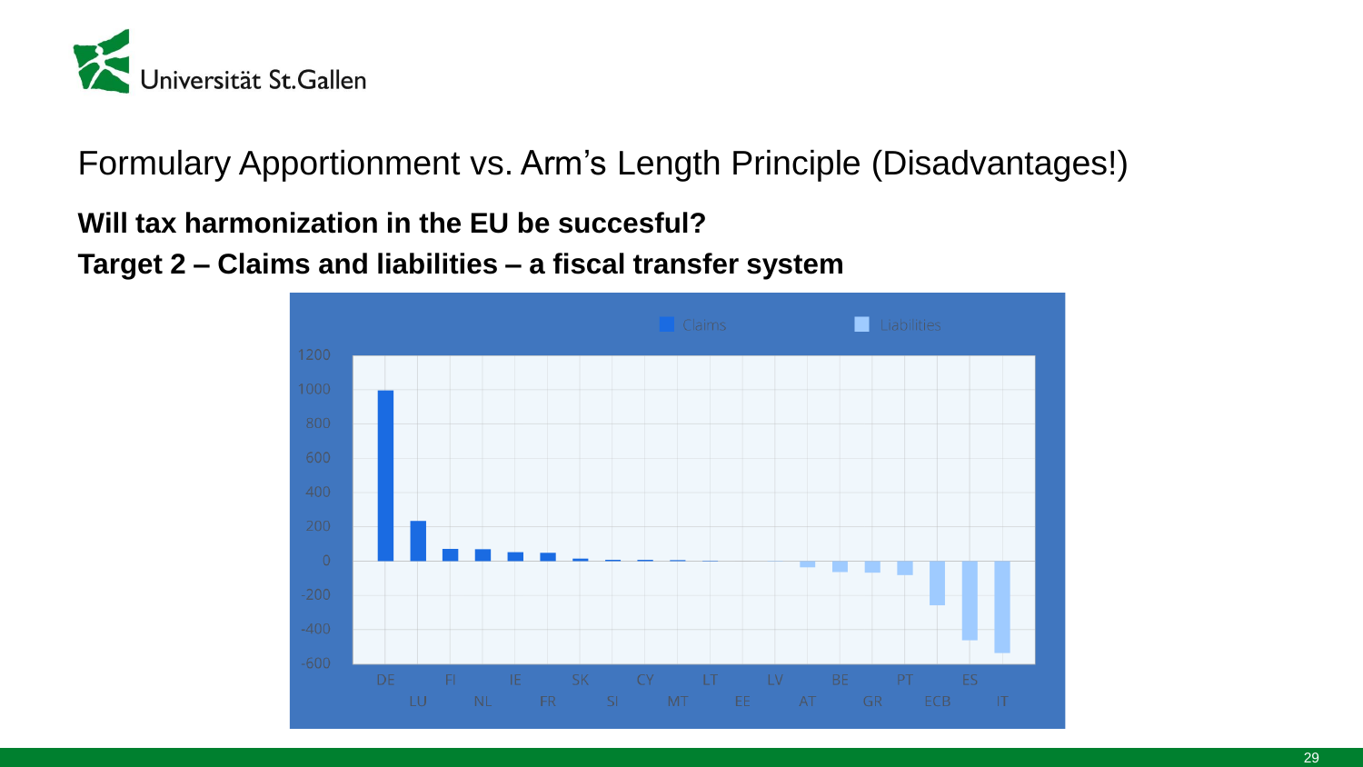# Formulary Apportionment vs. Arm's Length Principle (Disadvantages!)

**Will tax harmonization in the EU be succesful?**

**Target 2 – Claims and liabilities – a fiscal transfer system**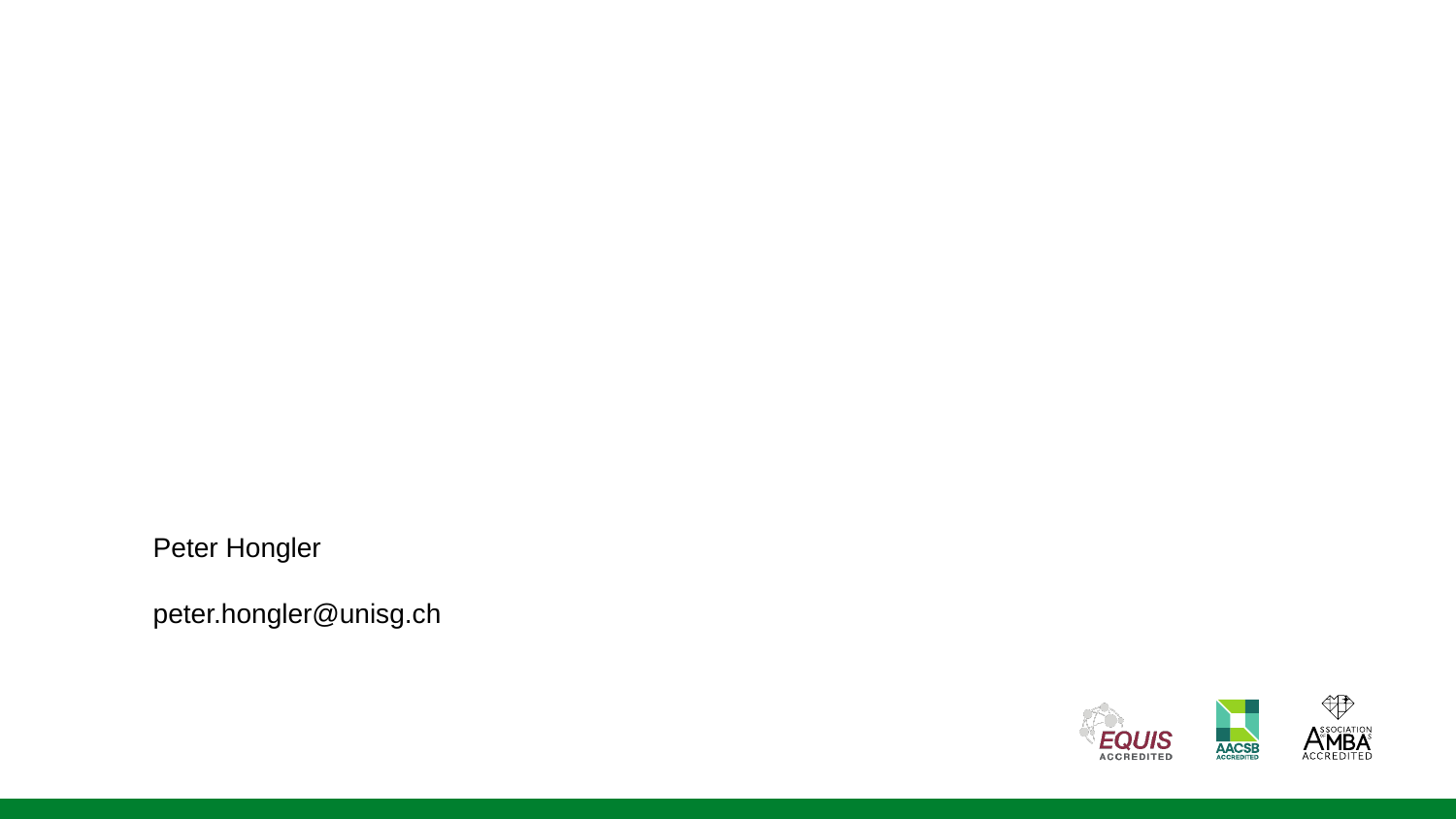Peter Hongler

peter.hongler@unisg.ch